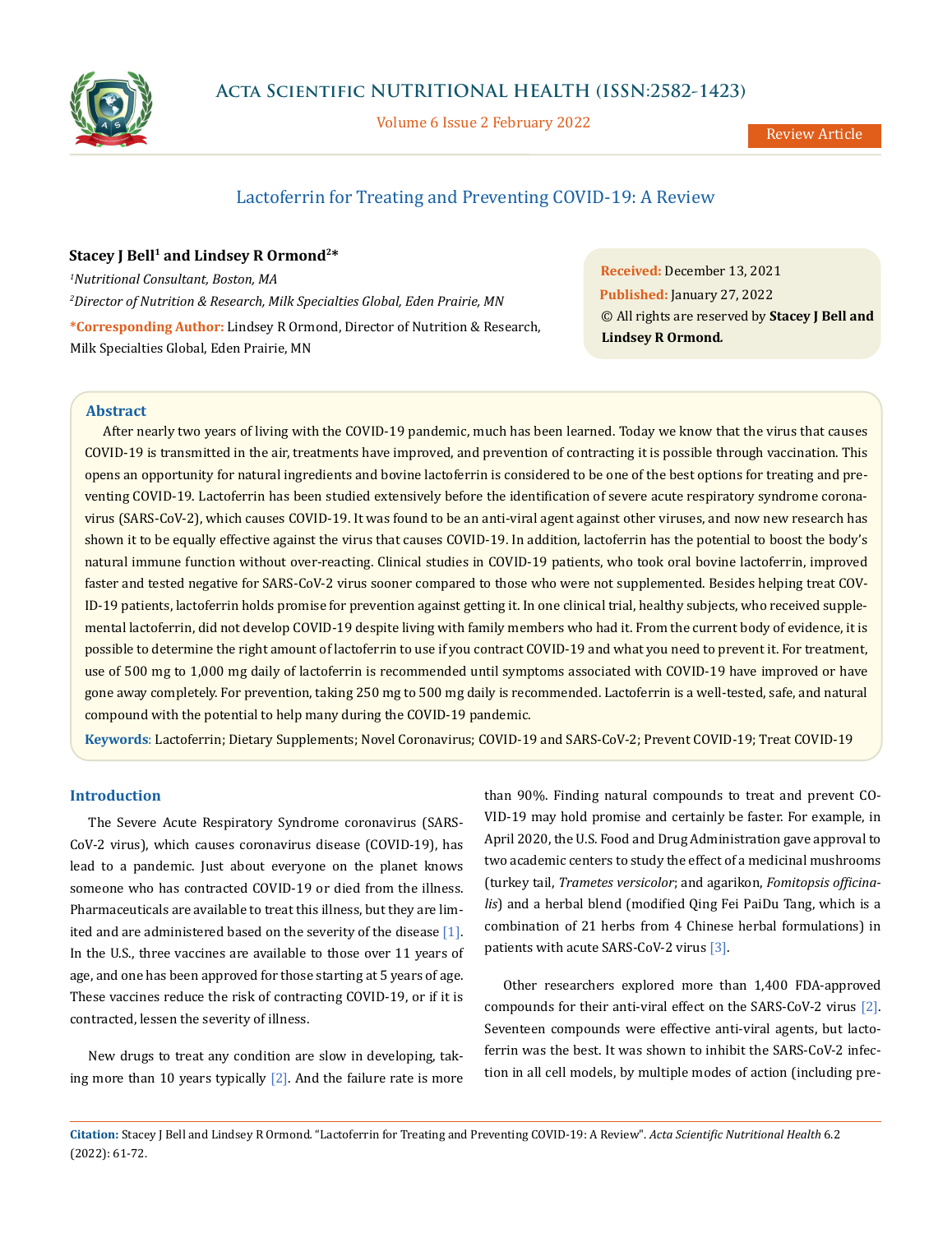# Lactoferrin for Treating and Preventing COVID-19: A Review

**Stacey J Bell[1] and Lindsey R Ormond[2]***

[1]*Nutritional Consultant, Boston, MA*

[2]*Director of Nutrition & Research, Milk Specialties Global, Eden Prairie, MN*

***Corresponding Author:** Lindsey R Ormond, Director of Nutrition & Research, Milk Specialties Global, Eden Prairie, MN

**Received:** December 13, 2021
**Published:** January 27, 2022
© All rights are reserved by **Stacey J Bell and Lindsey R Ormond.**

## Abstract

After nearly two years of living with the COVID-19 pandemic, much has been learned. Today we know that the virus that causes COVID-19 is transmitted in the air, treatments have improved, and prevention of contracting it is possible through vaccination. This opens an opportunity for natural ingredients and bovine lactoferrin is considered to be one of the best options for treating and preventing COVID-19. Lactoferrin has been studied extensively before the identification of severe acute respiratory syndrome coronavirus (SARS-CoV-2), which causes COVID-19. It was found to be an anti-viral agent against other viruses, and now new research has shown it to be equally effective against the virus that causes COVID-19. In addition, lactoferrin has the potential to boost the body's natural immune function without over-reacting. Clinical studies in COVID-19 patients, who took oral bovine lactoferrin, improved faster and tested negative for SARS-CoV-2 virus sooner compared to those who were not supplemented. Besides helping treat COVID-19 patients, lactoferrin holds promise for prevention against getting it. In one clinical trial, healthy subjects, who received supplemental lactoferrin, did not develop COVID-19 despite living with family members who had it. From the current body of evidence, it is possible to determine the right amount of lactoferrin to use if you contract COVID-19 and what you need to prevent it. For treatment, use of 500 mg to 1,000 mg daily of lactoferrin is recommended until symptoms associated with COVID-19 have improved or have gone away completely. For prevention, taking 250 mg to 500 mg daily is recommended. Lactoferrin is a well-tested, safe, and natural compound with the potential to help many during the COVID-19 pandemic.

**Keywords**: Lactoferrin; Dietary Supplements; Novel Coronavirus; COVID-19 and SARS-CoV-2; Prevent COVID-19; Treat COVID-19

## Introduction

The Severe Acute Respiratory Syndrome coronavirus (SARS-CoV-2 virus), which causes coronavirus disease (COVID-19), has lead to a pandemic. Just about everyone on the planet knows someone who has contracted COVID-19 or died from the illness. Pharmaceuticals are available to treat this illness, but they are limited and are administered based on the severity of the disease [1]. In the U.S., three vaccines are available to those over 11 years of age, and one has been approved for those starting at 5 years of age. These vaccines reduce the risk of contracting COVID-19, or if it is contracted, lessen the severity of illness.

New drugs to treat any condition are slow in developing, taking more than 10 years typically [2]. And the failure rate is more than 90%. Finding natural compounds to treat and prevent COVID-19 may hold promise and certainly be faster. For example, in April 2020, the U.S. Food and Drug Administration gave approval to two academic centers to study the effect of a medicinal mushrooms (turkey tail, *Trametes versicolor*; and agarikon, *Fomitopsis officinalis*) and a herbal blend (modified Qing Fei PaiDu Tang, which is a combination of 21 herbs from 4 Chinese herbal formulations) in patients with acute SARS-CoV-2 virus [3].

Other researchers explored more than 1,400 FDA-approved compounds for their anti-viral effect on the SARS-CoV-2 virus [2]. Seventeen compounds were effective anti-viral agents, but lactoferrin was the best. It was shown to inhibit the SARS-CoV-2 infection in all cell models, by multiple modes of action (including pre-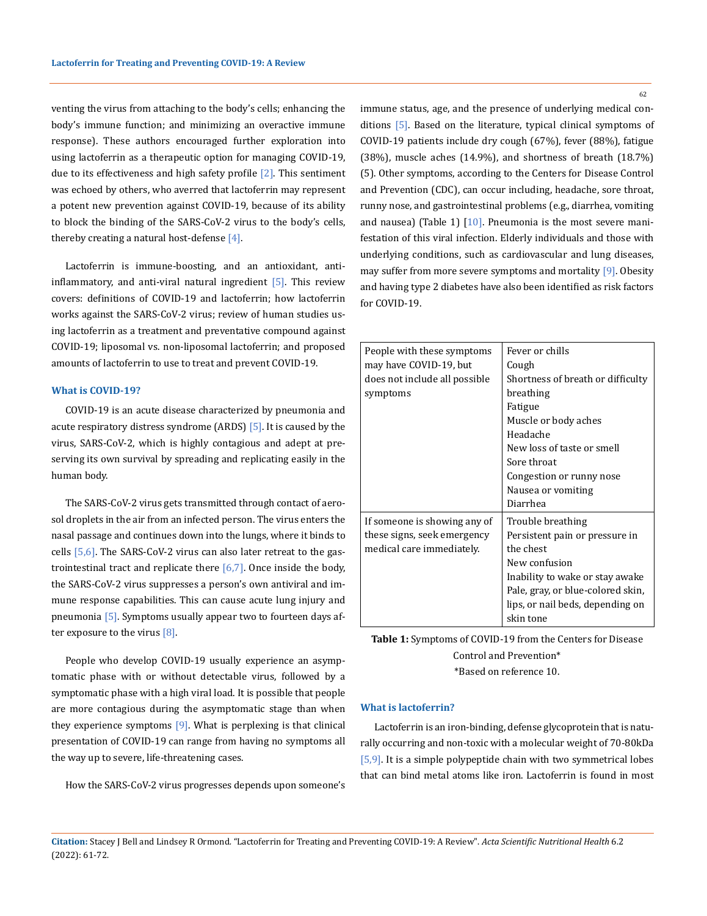venting the virus from attaching to the body's cells; enhancing the body's immune function; and minimizing an overactive immune response). These authors encouraged further exploration into using lactoferrin as a therapeutic option for managing COVID-19, due to its effectiveness and high safety profile [2]. This sentiment was echoed by others, who averred that lactoferrin may represent a potent new prevention against COVID-19, because of its ability to block the binding of the SARS-CoV-2 virus to the body's cells, thereby creating a natural host-defense [4].

Lactoferrin is immune-boosting, and an antioxidant, anti-inflammatory, and anti-viral natural ingredient [5]. This review covers: definitions of COVID-19 and lactoferrin; how lactoferrin works against the SARS-CoV-2 virus; review of human studies using lactoferrin as a treatment and preventative compound against COVID-19; liposomal vs. non-liposomal lactoferrin; and proposed amounts of lactoferrin to use to treat and prevent COVID-19.

### What is COVID-19?

COVID-19 is an acute disease characterized by pneumonia and acute respiratory distress syndrome (ARDS) [5]. It is caused by the virus, SARS-CoV-2, which is highly contagious and adept at preserving its own survival by spreading and replicating easily in the human body.

The SARS-CoV-2 virus gets transmitted through contact of aerosol droplets in the air from an infected person. The virus enters the nasal passage and continues down into the lungs, where it binds to cells [5,6]. The SARS-CoV-2 virus can also later retreat to the gastrointestinal tract and replicate there [6,7]. Once inside the body, the SARS-CoV-2 virus suppresses a person's own antiviral and immune response capabilities. This can cause acute lung injury and pneumonia [5]. Symptoms usually appear two to fourteen days after exposure to the virus [8].

People who develop COVID-19 usually experience an asymptomatic phase with or without detectable virus, followed by a symptomatic phase with a high viral load. It is possible that people are more contagious during the asymptomatic stage than when they experience symptoms [9]. What is perplexing is that clinical presentation of COVID-19 can range from having no symptoms all the way up to severe, life-threatening cases.

How the SARS-CoV-2 virus progresses depends upon someone's immune status, age, and the presence of underlying medical conditions [5]. Based on the literature, typical clinical symptoms of COVID-19 patients include dry cough (67%), fever (88%), fatigue (38%), muscle aches (14.9%), and shortness of breath (18.7%) (5). Other symptoms, according to the Centers for Disease Control and Prevention (CDC), can occur including, headache, sore throat, runny nose, and gastrointestinal problems (e.g., diarrhea, vomiting and nausea) (Table 1) [10]. Pneumonia is the most severe manifestation of this viral infection. Elderly individuals and those with underlying conditions, such as cardiovascular and lung diseases, may suffer from more severe symptoms and mortality [9]. Obesity and having type 2 diabetes have also been identified as risk factors for COVID-19.

| | |
|---|---|
| People with these symptoms may have COVID-19, but does not include all possible symptoms | Fever or chills<br>Cough<br>Shortness of breath or difficulty breathing<br>Fatigue<br>Muscle or body aches<br>Headache<br>New loss of taste or smell<br>Sore throat<br>Congestion or runny nose<br>Nausea or vomiting<br>Diarrhea |
| If someone is showing any of these signs, seek emergency medical care immediately. | Trouble breathing<br>Persistent pain or pressure in the chest<br>New confusion<br>Inability to wake or stay awake<br>Pale, gray, or blue-colored skin, lips, or nail beds, depending on skin tone |

**Table 1:** Symptoms of COVID-19 from the Centers for Disease Control and Prevention*
*Based on reference 10.

### What is lactoferrin?

Lactoferrin is an iron-binding, defense glycoprotein that is naturally occurring and non-toxic with a molecular weight of 70-80kDa [5,9]. It is a simple polypeptide chain with two symmetrical lobes that can bind metal atoms like iron. Lactoferrin is found in most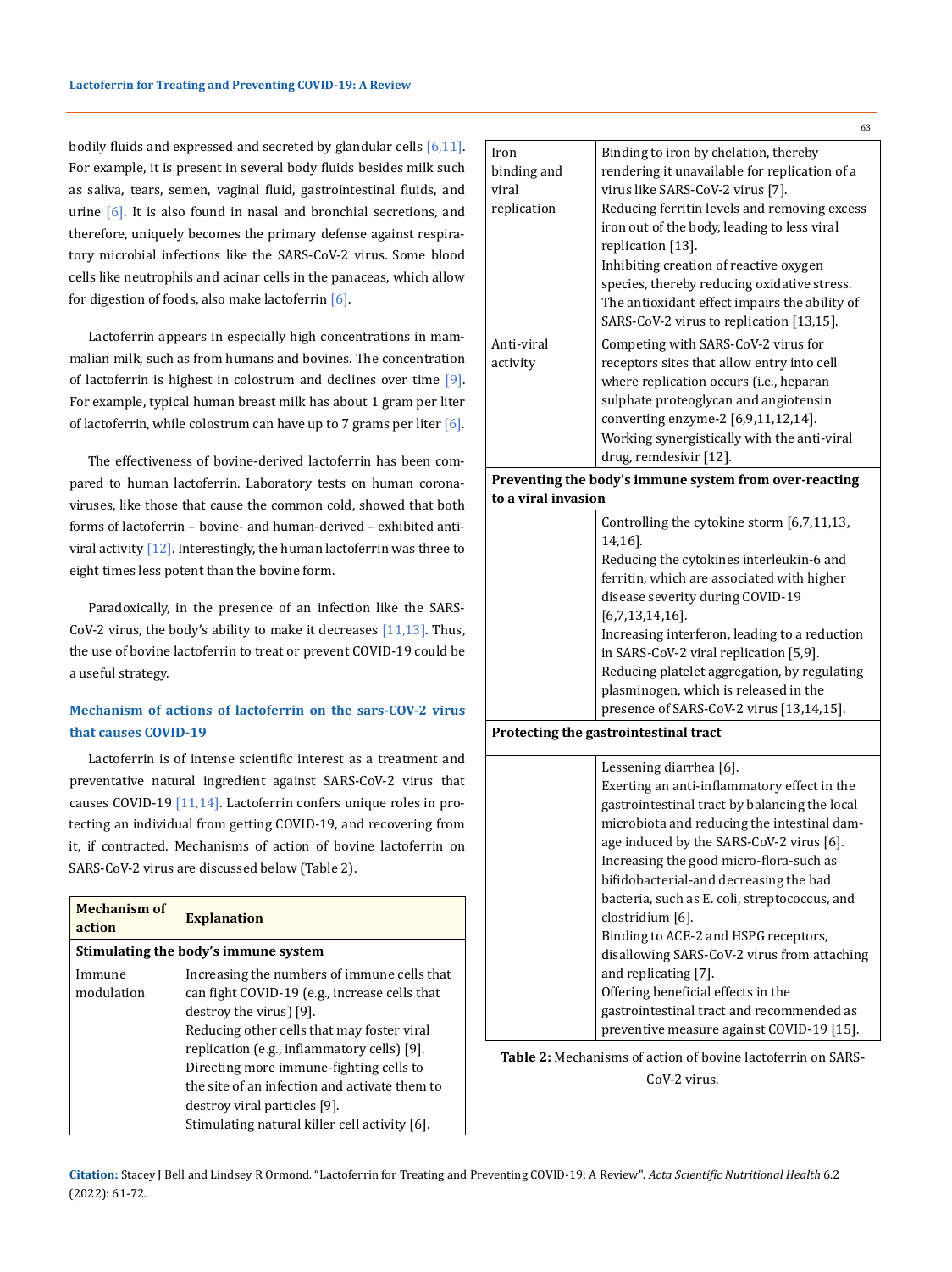bodily fluids and expressed and secreted by glandular cells [6,11]. For example, it is present in several body fluids besides milk such as saliva, tears, semen, vaginal fluid, gastrointestinal fluids, and urine [6]. It is also found in nasal and bronchial secretions, and therefore, uniquely becomes the primary defense against respiratory microbial infections like the SARS-CoV-2 virus. Some blood cells like neutrophils and acinar cells in the panaceas, which allow for digestion of foods, also make lactoferrin [6].

Lactoferrin appears in especially high concentrations in mammalian milk, such as from humans and bovines. The concentration of lactoferrin is highest in colostrum and declines over time [9]. For example, typical human breast milk has about 1 gram per liter of lactoferrin, while colostrum can have up to 7 grams per liter [6].

The effectiveness of bovine-derived lactoferrin has been compared to human lactoferrin. Laboratory tests on human coronaviruses, like those that cause the common cold, showed that both forms of lactoferrin – bovine- and human-derived – exhibited antiviral activity [12]. Interestingly, the human lactoferrin was three to eight times less potent than the bovine form.

Paradoxically, in the presence of an infection like the SARS-CoV-2 virus, the body's ability to make it decreases [11,13]. Thus, the use of bovine lactoferrin to treat or prevent COVID-19 could be a useful strategy.

### Mechanism of actions of lactoferrin on the sars-COV-2 virus that causes COVID-19

Lactoferrin is of intense scientific interest as a treatment and preventative natural ingredient against SARS-CoV-2 virus that causes COVID-19 [11,14]. Lactoferrin confers unique roles in protecting an individual from getting COVID-19, and recovering from it, if contracted. Mechanisms of action of bovine lactoferrin on SARS-CoV-2 virus are discussed below (Table 2).

| Mechanism of action | Explanation |
|---|---|
| **Stimulating the body's immune system** | |
| Immune modulation | Increasing the numbers of immune cells that can fight COVID-19 (e.g., increase cells that destroy the virus) [9].<br>Reducing other cells that may foster viral replication (e.g., inflammatory cells) [9].<br>Directing more immune-fighting cells to the site of an infection and activate them to destroy viral particles [9].<br>Stimulating natural killer cell activity [6]. |
| Iron binding and viral replication | Binding to iron by chelation, thereby rendering it unavailable for replication of a virus like SARS-CoV-2 virus [7].<br>Reducing ferritin levels and removing excess iron out of the body, leading to less viral replication [13].<br>Inhibiting creation of reactive oxygen species, thereby reducing oxidative stress. The antioxidant effect impairs the ability of SARS-CoV-2 virus to replication [13,15]. |
| Anti-viral activity | Competing with SARS-CoV-2 virus for receptors sites that allow entry into cell where replication occurs (i.e., heparan sulphate proteoglycan and angiotensin converting enzyme-2 [6,9,11,12,14].<br>Working synergistically with the anti-viral drug, remdesivir [12]. |
| **Preventing the body's immune system from over-reacting to a viral invasion** | |
| | Controlling the cytokine storm [6,7,11,13,14,16].<br>Reducing the cytokines interleukin-6 and ferritin, which are associated with higher disease severity during COVID-19 [6,7,13,14,16].<br>Increasing interferon, leading to a reduction in SARS-CoV-2 viral replication [5,9].<br>Reducing platelet aggregation, by regulating plasminogen, which is released in the presence of SARS-CoV-2 virus [13,14,15]. |
| **Protecting the gastrointestinal tract** | |
| | Lessening diarrhea [6].<br>Exerting an anti-inflammatory effect in the gastrointestinal tract by balancing the local microbiota and reducing the intestinal damage induced by the SARS-CoV-2 virus [6].<br>Increasing the good micro-flora-such as bifidobacterial-and decreasing the bad bacteria, such as E. coli, streptococcus, and clostridium [6].<br>Binding to ACE-2 and HSPG receptors, disallowing SARS-CoV-2 virus from attaching and replicating [7].<br>Offering beneficial effects in the gastrointestinal tract and recommended as preventive measure against COVID-19 [15]. |

**Table 2:** Mechanisms of action of bovine lactoferrin on SARS-CoV-2 virus.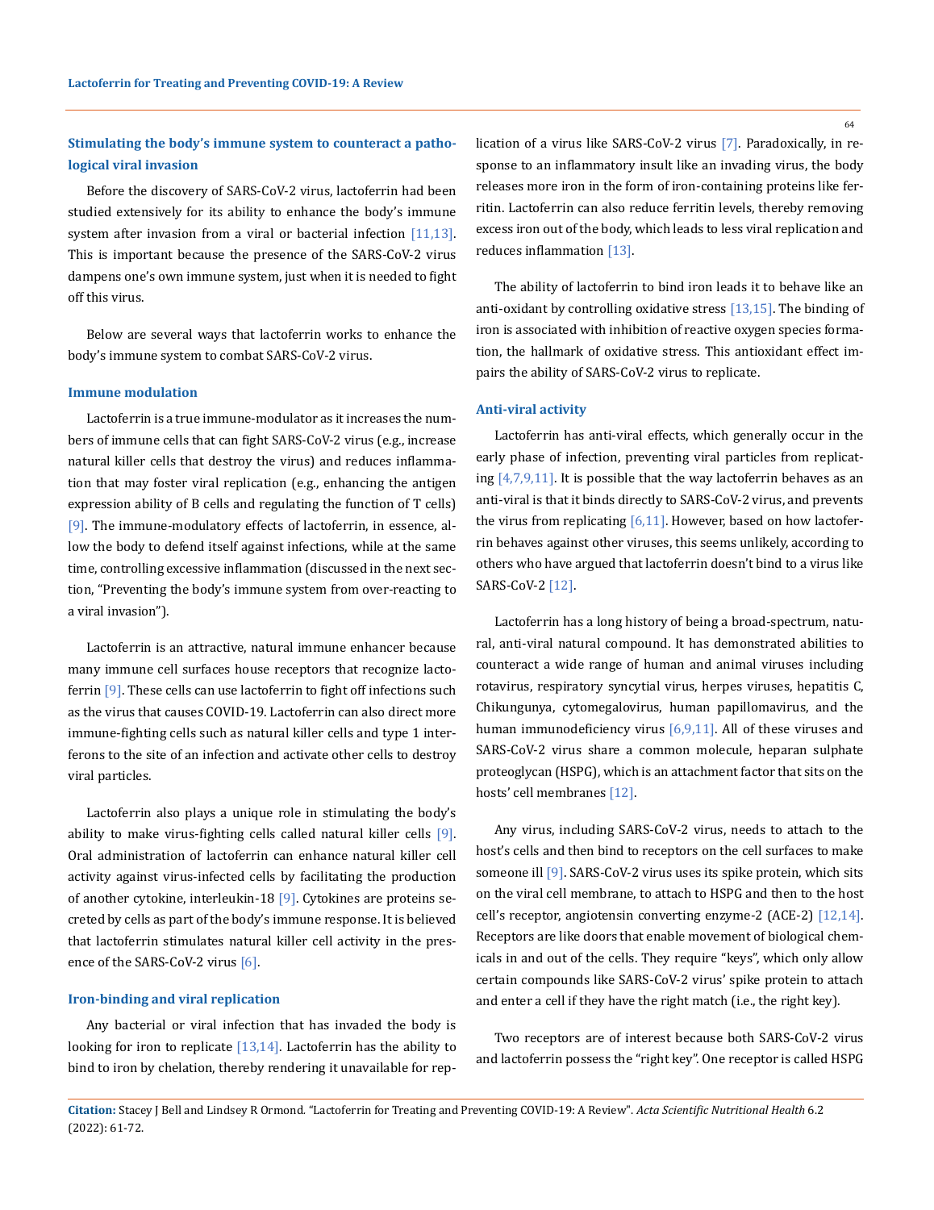### Stimulating the body's immune system to counteract a pathological viral invasion

Before the discovery of SARS-CoV-2 virus, lactoferrin had been studied extensively for its ability to enhance the body's immune system after invasion from a viral or bacterial infection [11,13]. This is important because the presence of the SARS-CoV-2 virus dampens one's own immune system, just when it is needed to fight off this virus.

Below are several ways that lactoferrin works to enhance the body's immune system to combat SARS-CoV-2 virus.

#### Immune modulation

Lactoferrin is a true immune-modulator as it increases the numbers of immune cells that can fight SARS-CoV-2 virus (e.g., increase natural killer cells that destroy the virus) and reduces inflammation that may foster viral replication (e.g., enhancing the antigen expression ability of B cells and regulating the function of T cells) [9]. The immune-modulatory effects of lactoferrin, in essence, allow the body to defend itself against infections, while at the same time, controlling excessive inflammation (discussed in the next section, "Preventing the body's immune system from over-reacting to a viral invasion").

Lactoferrin is an attractive, natural immune enhancer because many immune cell surfaces house receptors that recognize lactoferrin [9]. These cells can use lactoferrin to fight off infections such as the virus that causes COVID-19. Lactoferrin can also direct more immune-fighting cells such as natural killer cells and type 1 interferons to the site of an infection and activate other cells to destroy viral particles.

Lactoferrin also plays a unique role in stimulating the body's ability to make virus-fighting cells called natural killer cells [9]. Oral administration of lactoferrin can enhance natural killer cell activity against virus-infected cells by facilitating the production of another cytokine, interleukin-18 [9]. Cytokines are proteins secreted by cells as part of the body's immune response. It is believed that lactoferrin stimulates natural killer cell activity in the presence of the SARS-CoV-2 virus [6].

#### Iron-binding and viral replication

Any bacterial or viral infection that has invaded the body is looking for iron to replicate [13,14]. Lactoferrin has the ability to bind to iron by chelation, thereby rendering it unavailable for replication of a virus like SARS-CoV-2 virus [7]. Paradoxically, in response to an inflammatory insult like an invading virus, the body releases more iron in the form of iron-containing proteins like ferritin. Lactoferrin can also reduce ferritin levels, thereby removing excess iron out of the body, which leads to less viral replication and reduces inflammation [13].

The ability of lactoferrin to bind iron leads it to behave like an anti-oxidant by controlling oxidative stress [13,15]. The binding of iron is associated with inhibition of reactive oxygen species formation, the hallmark of oxidative stress. This antioxidant effect impairs the ability of SARS-CoV-2 virus to replicate.

#### Anti-viral activity

Lactoferrin has anti-viral effects, which generally occur in the early phase of infection, preventing viral particles from replicating [4,7,9,11]. It is possible that the way lactoferrin behaves as an anti-viral is that it binds directly to SARS-CoV-2 virus, and prevents the virus from replicating [6,11]. However, based on how lactoferrin behaves against other viruses, this seems unlikely, according to others who have argued that lactoferrin doesn't bind to a virus like SARS-CoV-2 [12].

Lactoferrin has a long history of being a broad-spectrum, natural, anti-viral natural compound. It has demonstrated abilities to counteract a wide range of human and animal viruses including rotavirus, respiratory syncytial virus, herpes viruses, hepatitis C, Chikungunya, cytomegalovirus, human papillomavirus, and the human immunodeficiency virus [6,9,11]. All of these viruses and SARS-CoV-2 virus share a common molecule, heparan sulphate proteoglycan (HSPG), which is an attachment factor that sits on the hosts' cell membranes [12].

Any virus, including SARS-CoV-2 virus, needs to attach to the host's cells and then bind to receptors on the cell surfaces to make someone ill [9]. SARS-CoV-2 virus uses its spike protein, which sits on the viral cell membrane, to attach to HSPG and then to the host cell's receptor, angiotensin converting enzyme-2 (ACE-2) [12,14]. Receptors are like doors that enable movement of biological chemicals in and out of the cells. They require "keys", which only allow certain compounds like SARS-CoV-2 virus' spike protein to attach and enter a cell if they have the right match (i.e., the right key).

Two receptors are of interest because both SARS-CoV-2 virus and lactoferrin possess the "right key". One receptor is called HSPG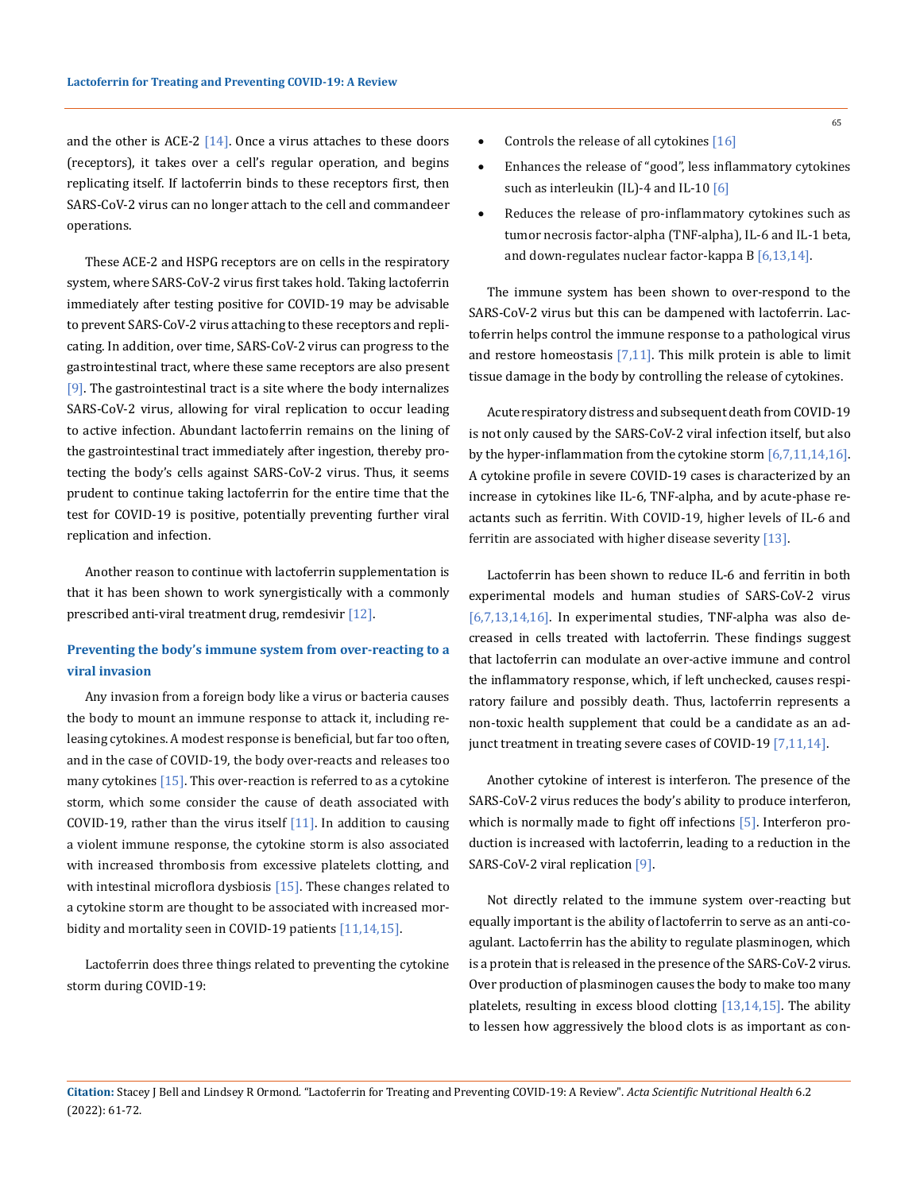and the other is ACE-2 [14]. Once a virus attaches to these doors (receptors), it takes over a cell's regular operation, and begins replicating itself. If lactoferrin binds to these receptors first, then SARS-CoV-2 virus can no longer attach to the cell and commandeer operations.

These ACE-2 and HSPG receptors are on cells in the respiratory system, where SARS-CoV-2 virus first takes hold. Taking lactoferrin immediately after testing positive for COVID-19 may be advisable to prevent SARS-CoV-2 virus attaching to these receptors and replicating. In addition, over time, SARS-CoV-2 virus can progress to the gastrointestinal tract, where these same receptors are also present [9]. The gastrointestinal tract is a site where the body internalizes SARS-CoV-2 virus, allowing for viral replication to occur leading to active infection. Abundant lactoferrin remains on the lining of the gastrointestinal tract immediately after ingestion, thereby protecting the body's cells against SARS-CoV-2 virus. Thus, it seems prudent to continue taking lactoferrin for the entire time that the test for COVID-19 is positive, potentially preventing further viral replication and infection.

Another reason to continue with lactoferrin supplementation is that it has been shown to work synergistically with a commonly prescribed anti-viral treatment drug, remdesivir [12].

### Preventing the body's immune system from over-reacting to a viral invasion

Any invasion from a foreign body like a virus or bacteria causes the body to mount an immune response to attack it, including releasing cytokines. A modest response is beneficial, but far too often, and in the case of COVID-19, the body over-reacts and releases too many cytokines [15]. This over-reaction is referred to as a cytokine storm, which some consider the cause of death associated with COVID-19, rather than the virus itself [11]. In addition to causing a violent immune response, the cytokine storm is also associated with increased thrombosis from excessive platelets clotting, and with intestinal microflora dysbiosis [15]. These changes related to a cytokine storm are thought to be associated with increased morbidity and mortality seen in COVID-19 patients [11,14,15].

Lactoferrin does three things related to preventing the cytokine storm during COVID-19:

- Controls the release of all cytokines [16]
- Enhances the release of "good", less inflammatory cytokines such as interleukin (IL)-4 and IL-10 [6]
- Reduces the release of pro-inflammatory cytokines such as tumor necrosis factor-alpha (TNF-alpha), IL-6 and IL-1 beta, and down-regulates nuclear factor-kappa B [6,13,14].

The immune system has been shown to over-respond to the SARS-CoV-2 virus but this can be dampened with lactoferrin. Lactoferrin helps control the immune response to a pathological virus and restore homeostasis [7,11]. This milk protein is able to limit tissue damage in the body by controlling the release of cytokines.

Acute respiratory distress and subsequent death from COVID-19 is not only caused by the SARS-CoV-2 viral infection itself, but also by the hyper-inflammation from the cytokine storm [6,7,11,14,16]. A cytokine profile in severe COVID-19 cases is characterized by an increase in cytokines like IL-6, TNF-alpha, and by acute-phase reactants such as ferritin. With COVID-19, higher levels of IL-6 and ferritin are associated with higher disease severity [13].

Lactoferrin has been shown to reduce IL-6 and ferritin in both experimental models and human studies of SARS-CoV-2 virus [6,7,13,14,16]. In experimental studies, TNF-alpha was also decreased in cells treated with lactoferrin. These findings suggest that lactoferrin can modulate an over-active immune and control the inflammatory response, which, if left unchecked, causes respiratory failure and possibly death. Thus, lactoferrin represents a non-toxic health supplement that could be a candidate as an adjunct treatment in treating severe cases of COVID-19 [7,11,14].

Another cytokine of interest is interferon. The presence of the SARS-CoV-2 virus reduces the body's ability to produce interferon, which is normally made to fight off infections [5]. Interferon production is increased with lactoferrin, leading to a reduction in the SARS-CoV-2 viral replication [9].

Not directly related to the immune system over-reacting but equally important is the ability of lactoferrin to serve as an anti-coagulant. Lactoferrin has the ability to regulate plasminogen, which is a protein that is released in the presence of the SARS-CoV-2 virus. Over production of plasminogen causes the body to make too many platelets, resulting in excess blood clotting [13,14,15]. The ability to lessen how aggressively the blood clots is as important as con-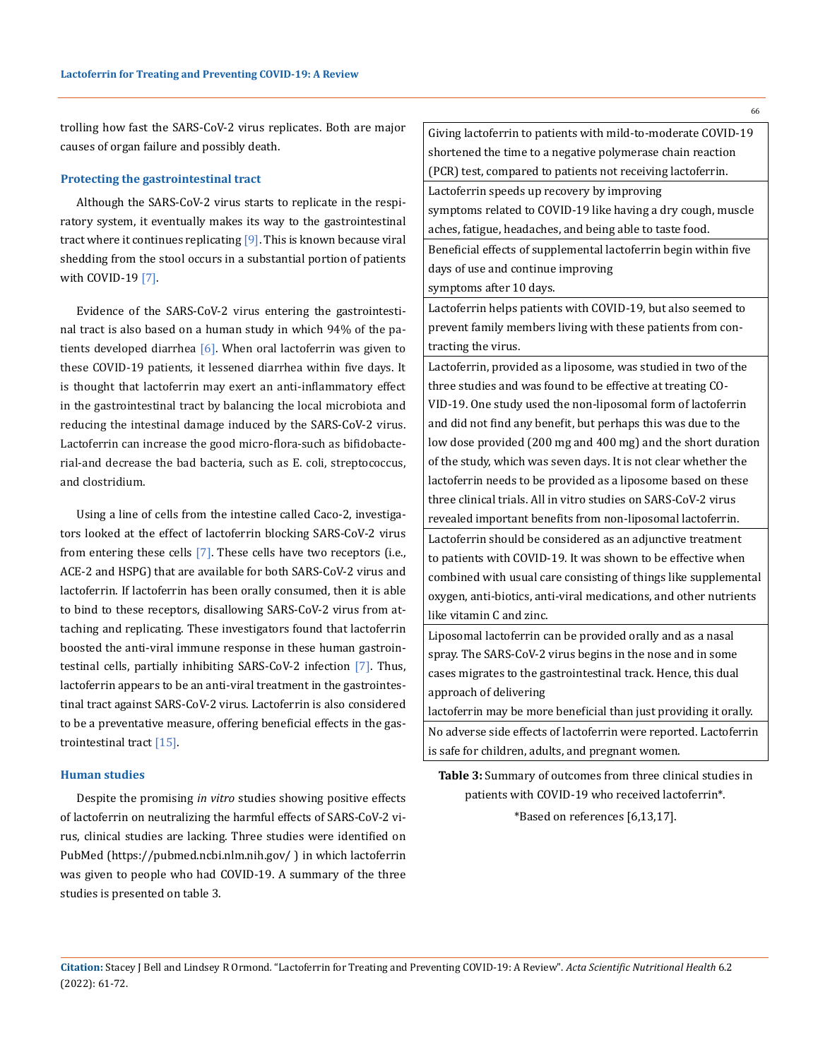trolling how fast the SARS-CoV-2 virus replicates. Both are major causes of organ failure and possibly death.

### Protecting the gastrointestinal tract

Although the SARS-CoV-2 virus starts to replicate in the respiratory system, it eventually makes its way to the gastrointestinal tract where it continues replicating [9]. This is known because viral shedding from the stool occurs in a substantial portion of patients with COVID-19 [7].

Evidence of the SARS-CoV-2 virus entering the gastrointestinal tract is also based on a human study in which 94% of the patients developed diarrhea [6]. When oral lactoferrin was given to these COVID-19 patients, it lessened diarrhea within five days. It is thought that lactoferrin may exert an anti-inflammatory effect in the gastrointestinal tract by balancing the local microbiota and reducing the intestinal damage induced by the SARS-CoV-2 virus. Lactoferrin can increase the good micro-flora-such as bifidobacterial-and decrease the bad bacteria, such as E. coli, streptococcus, and clostridium.

Using a line of cells from the intestine called Caco-2, investigators looked at the effect of lactoferrin blocking SARS-CoV-2 virus from entering these cells [7]. These cells have two receptors (i.e., ACE-2 and HSPG) that are available for both SARS-CoV-2 virus and lactoferrin. If lactoferrin has been orally consumed, then it is able to bind to these receptors, disallowing SARS-CoV-2 virus from attaching and replicating. These investigators found that lactoferrin boosted the anti-viral immune response in these human gastrointestinal cells, partially inhibiting SARS-CoV-2 infection [7]. Thus, lactoferrin appears to be an anti-viral treatment in the gastrointestinal tract against SARS-CoV-2 virus. Lactoferrin is also considered to be a preventative measure, offering beneficial effects in the gastrointestinal tract [15].

### Human studies

Despite the promising *in vitro* studies showing positive effects of lactoferrin on neutralizing the harmful effects of SARS-CoV-2 virus, clinical studies are lacking. Three studies were identified on PubMed (https://pubmed.ncbi.nlm.nih.gov/ ) in which lactoferrin was given to people who had COVID-19. A summary of the three studies is presented on table 3.

| |
|---|
| Giving lactoferrin to patients with mild-to-moderate COVID-19 shortened the time to a negative polymerase chain reaction (PCR) test, compared to patients not receiving lactoferrin. |
| Lactoferrin speeds up recovery by improving symptoms related to COVID-19 like having a dry cough, muscle aches, fatigue, headaches, and being able to taste food. |
| Beneficial effects of supplemental lactoferrin begin within five days of use and continue improving symptoms after 10 days. |
| Lactoferrin helps patients with COVID-19, but also seemed to prevent family members living with these patients from contracting the virus. |
| Lactoferrin, provided as a liposome, was studied in two of the three studies and was found to be effective at treating COVID-19. One study used the non-liposomal form of lactoferrin and did not find any benefit, but perhaps this was due to the low dose provided (200 mg and 400 mg) and the short duration of the study, which was seven days. It is not clear whether the lactoferrin needs to be provided as a liposome based on these three clinical trials. All in vitro studies on SARS-CoV-2 virus revealed important benefits from non-liposomal lactoferrin. |
| Lactoferrin should be considered as an adjunctive treatment to patients with COVID-19. It was shown to be effective when combined with usual care consisting of things like supplemental oxygen, anti-biotics, anti-viral medications, and other nutrients like vitamin C and zinc. |
| Liposomal lactoferrin can be provided orally and as a nasal spray. The SARS-CoV-2 virus begins in the nose and in some cases migrates to the gastrointestinal track. Hence, this dual approach of delivering lactoferrin may be more beneficial than just providing it orally. |
| No adverse side effects of lactoferrin were reported. Lactoferrin is safe for children, adults, and pregnant women. |

**Table 3:** Summary of outcomes from three clinical studies in patients with COVID-19 who received lactoferrin*.

*Based on references [6,13,17].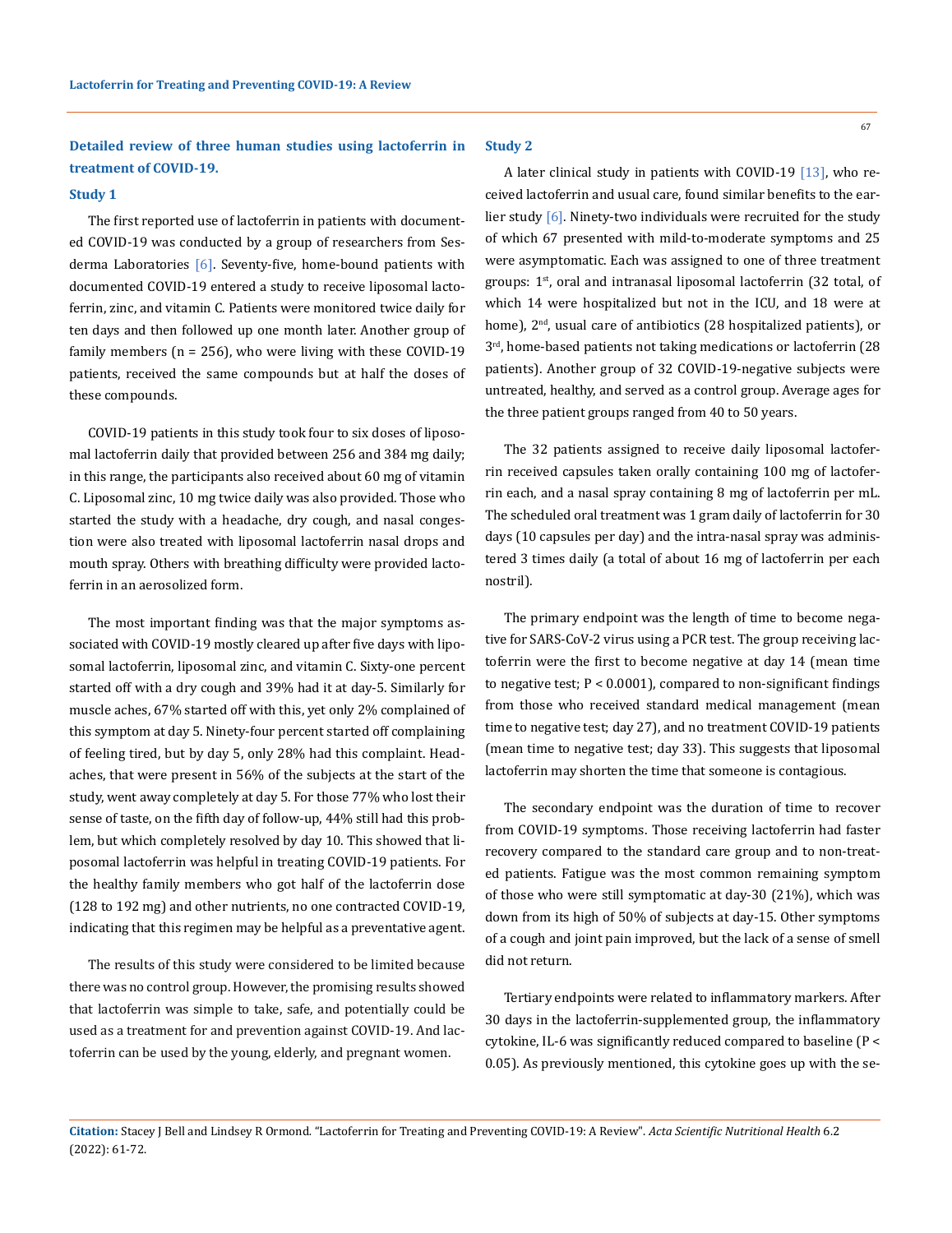## Detailed review of three human studies using lactoferrin in treatment of COVID-19.

### Study 1

The first reported use of lactoferrin in patients with documented COVID-19 was conducted by a group of researchers from Sesderma Laboratories [6]. Seventy-five, home-bound patients with documented COVID-19 entered a study to receive liposomal lactoferrin, zinc, and vitamin C. Patients were monitored twice daily for ten days and then followed up one month later. Another group of family members (n = 256), who were living with these COVID-19 patients, received the same compounds but at half the doses of these compounds.

COVID-19 patients in this study took four to six doses of liposomal lactoferrin daily that provided between 256 and 384 mg daily; in this range, the participants also received about 60 mg of vitamin C. Liposomal zinc, 10 mg twice daily was also provided. Those who started the study with a headache, dry cough, and nasal congestion were also treated with liposomal lactoferrin nasal drops and mouth spray. Others with breathing difficulty were provided lactoferrin in an aerosolized form.

The most important finding was that the major symptoms associated with COVID-19 mostly cleared up after five days with liposomal lactoferrin, liposomal zinc, and vitamin C. Sixty-one percent started off with a dry cough and 39% had it at day-5. Similarly for muscle aches, 67% started off with this, yet only 2% complained of this symptom at day 5. Ninety-four percent started off complaining of feeling tired, but by day 5, only 28% had this complaint. Headaches, that were present in 56% of the subjects at the start of the study, went away completely at day 5. For those 77% who lost their sense of taste, on the fifth day of follow-up, 44% still had this problem, but which completely resolved by day 10. This showed that liposomal lactoferrin was helpful in treating COVID-19 patients. For the healthy family members who got half of the lactoferrin dose (128 to 192 mg) and other nutrients, no one contracted COVID-19, indicating that this regimen may be helpful as a preventative agent.

The results of this study were considered to be limited because there was no control group. However, the promising results showed that lactoferrin was simple to take, safe, and potentially could be used as a treatment for and prevention against COVID-19. And lactoferrin can be used by the young, elderly, and pregnant women.

### Study 2

A later clinical study in patients with COVID-19 [13], who received lactoferrin and usual care, found similar benefits to the earlier study [6]. Ninety-two individuals were recruited for the study of which 67 presented with mild-to-moderate symptoms and 25 were asymptomatic. Each was assigned to one of three treatment groups: 1st, oral and intranasal liposomal lactoferrin (32 total, of which 14 were hospitalized but not in the ICU, and 18 were at home), 2nd, usual care of antibiotics (28 hospitalized patients), or 3rd, home-based patients not taking medications or lactoferrin (28 patients). Another group of 32 COVID-19-negative subjects were untreated, healthy, and served as a control group. Average ages for the three patient groups ranged from 40 to 50 years.

The 32 patients assigned to receive daily liposomal lactoferrin received capsules taken orally containing 100 mg of lactoferrin each, and a nasal spray containing 8 mg of lactoferrin per mL. The scheduled oral treatment was 1 gram daily of lactoferrin for 30 days (10 capsules per day) and the intra-nasal spray was administered 3 times daily (a total of about 16 mg of lactoferrin per each nostril).

The primary endpoint was the length of time to become negative for SARS-CoV-2 virus using a PCR test. The group receiving lactoferrin were the first to become negative at day 14 (mean time to negative test; $P < 0.0001$), compared to non-significant findings from those who received standard medical management (mean time to negative test; day 27), and no treatment COVID-19 patients (mean time to negative test; day 33). This suggests that liposomal lactoferrin may shorten the time that someone is contagious.

The secondary endpoint was the duration of time to recover from COVID-19 symptoms. Those receiving lactoferrin had faster recovery compared to the standard care group and to non-treated patients. Fatigue was the most common remaining symptom of those who were still symptomatic at day-30 (21%), which was down from its high of 50% of subjects at day-15. Other symptoms of a cough and joint pain improved, but the lack of a sense of smell did not return.

Tertiary endpoints were related to inflammatory markers. After 30 days in the lactoferrin-supplemented group, the inflammatory cytokine, IL-6 was significantly reduced compared to baseline ($P < 0.05$). As previously mentioned, this cytokine goes up with the se-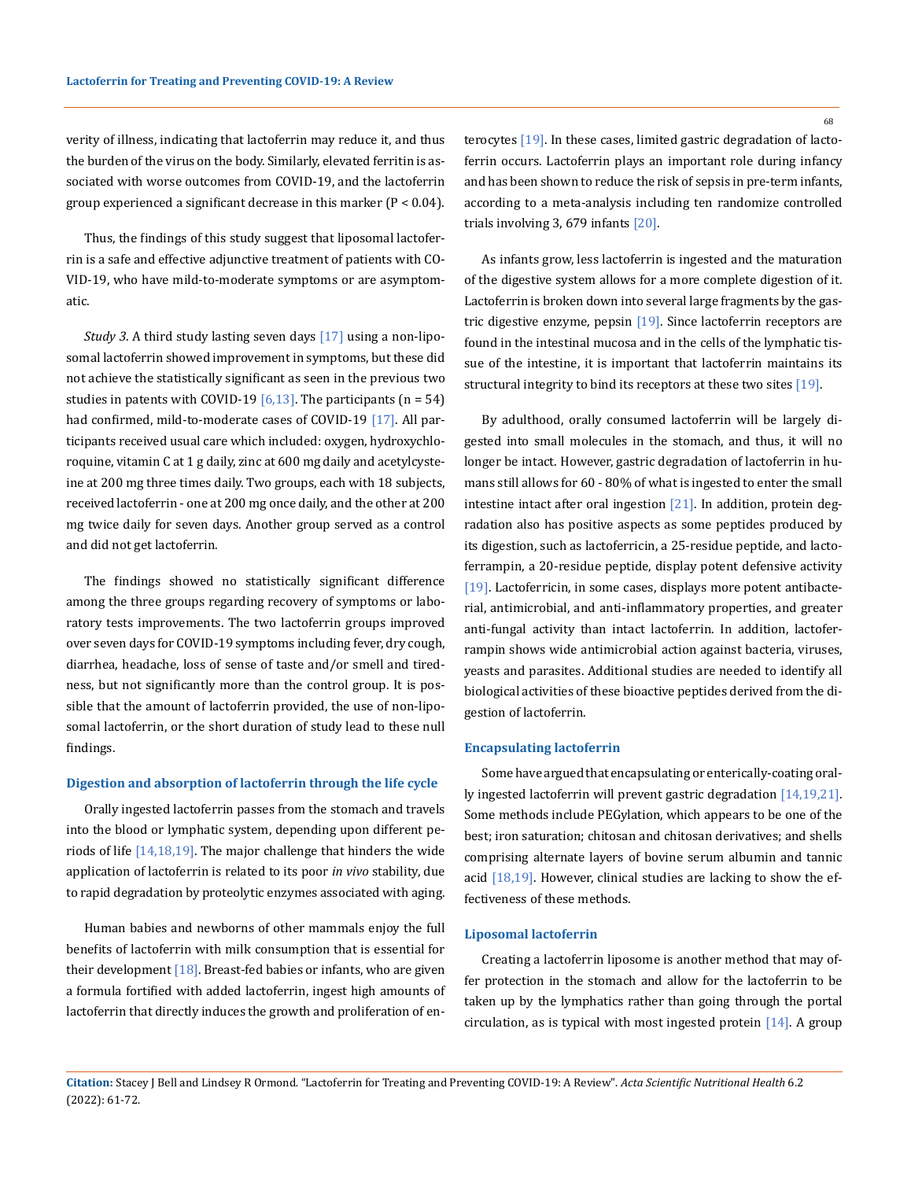verity of illness, indicating that lactoferrin may reduce it, and thus the burden of the virus on the body. Similarly, elevated ferritin is associated with worse outcomes from COVID-19, and the lactoferrin group experienced a significant decrease in this marker ($P < 0.04$).

Thus, the findings of this study suggest that liposomal lactoferrin is a safe and effective adjunctive treatment of patients with COVID-19, who have mild-to-moderate symptoms or are asymptomatic.

*Study 3*. A third study lasting seven days [17] using a non-liposomal lactoferrin showed improvement in symptoms, but these did not achieve the statistically significant as seen in the previous two studies in patents with COVID-19 [6,13]. The participants ($n = 54$) had confirmed, mild-to-moderate cases of COVID-19 [17]. All participants received usual care which included: oxygen, hydroxychloroquine, vitamin C at 1 g daily, zinc at 600 mg daily and acetylcysteine at 200 mg three times daily. Two groups, each with 18 subjects, received lactoferrin - one at 200 mg once daily, and the other at 200 mg twice daily for seven days. Another group served as a control and did not get lactoferrin.

The findings showed no statistically significant difference among the three groups regarding recovery of symptoms or laboratory tests improvements. The two lactoferrin groups improved over seven days for COVID-19 symptoms including fever, dry cough, diarrhea, headache, loss of sense of taste and/or smell and tiredness, but not significantly more than the control group. It is possible that the amount of lactoferrin provided, the use of non-liposomal lactoferrin, or the short duration of study lead to these null findings.

### Digestion and absorption of lactoferrin through the life cycle

Orally ingested lactoferrin passes from the stomach and travels into the blood or lymphatic system, depending upon different periods of life [14,18,19]. The major challenge that hinders the wide application of lactoferrin is related to its poor *in vivo* stability, due to rapid degradation by proteolytic enzymes associated with aging.

Human babies and newborns of other mammals enjoy the full benefits of lactoferrin with milk consumption that is essential for their development [18]. Breast-fed babies or infants, who are given a formula fortified with added lactoferrin, ingest high amounts of lactoferrin that directly induces the growth and proliferation of enterocytes [19]. In these cases, limited gastric degradation of lactoferrin occurs. Lactoferrin plays an important role during infancy and has been shown to reduce the risk of sepsis in pre-term infants, according to a meta-analysis including ten randomize controlled trials involving 3, 679 infants [20].

As infants grow, less lactoferrin is ingested and the maturation of the digestive system allows for a more complete digestion of it. Lactoferrin is broken down into several large fragments by the gastric digestive enzyme, pepsin [19]. Since lactoferrin receptors are found in the intestinal mucosa and in the cells of the lymphatic tissue of the intestine, it is important that lactoferrin maintains its structural integrity to bind its receptors at these two sites [19].

By adulthood, orally consumed lactoferrin will be largely digested into small molecules in the stomach, and thus, it will no longer be intact. However, gastric degradation of lactoferrin in humans still allows for 60 - 80% of what is ingested to enter the small intestine intact after oral ingestion [21]. In addition, protein degradation also has positive aspects as some peptides produced by its digestion, such as lactoferricin, a 25-residue peptide, and lactoferrampin, a 20-residue peptide, display potent defensive activity [19]. Lactoferricin, in some cases, displays more potent antibacterial, antimicrobial, and anti-inflammatory properties, and greater anti-fungal activity than intact lactoferrin. In addition, lactoferrampin shows wide antimicrobial action against bacteria, viruses, yeasts and parasites. Additional studies are needed to identify all biological activities of these bioactive peptides derived from the digestion of lactoferrin.

### Encapsulating lactoferrin

Some have argued that encapsulating or enterically-coating orally ingested lactoferrin will prevent gastric degradation [14,19,21]. Some methods include PEGylation, which appears to be one of the best; iron saturation; chitosan and chitosan derivatives; and shells comprising alternate layers of bovine serum albumin and tannic acid [18,19]. However, clinical studies are lacking to show the effectiveness of these methods.

### Liposomal lactoferrin

Creating a lactoferrin liposome is another method that may offer protection in the stomach and allow for the lactoferrin to be taken up by the lymphatics rather than going through the portal circulation, as is typical with most ingested protein [14]. A group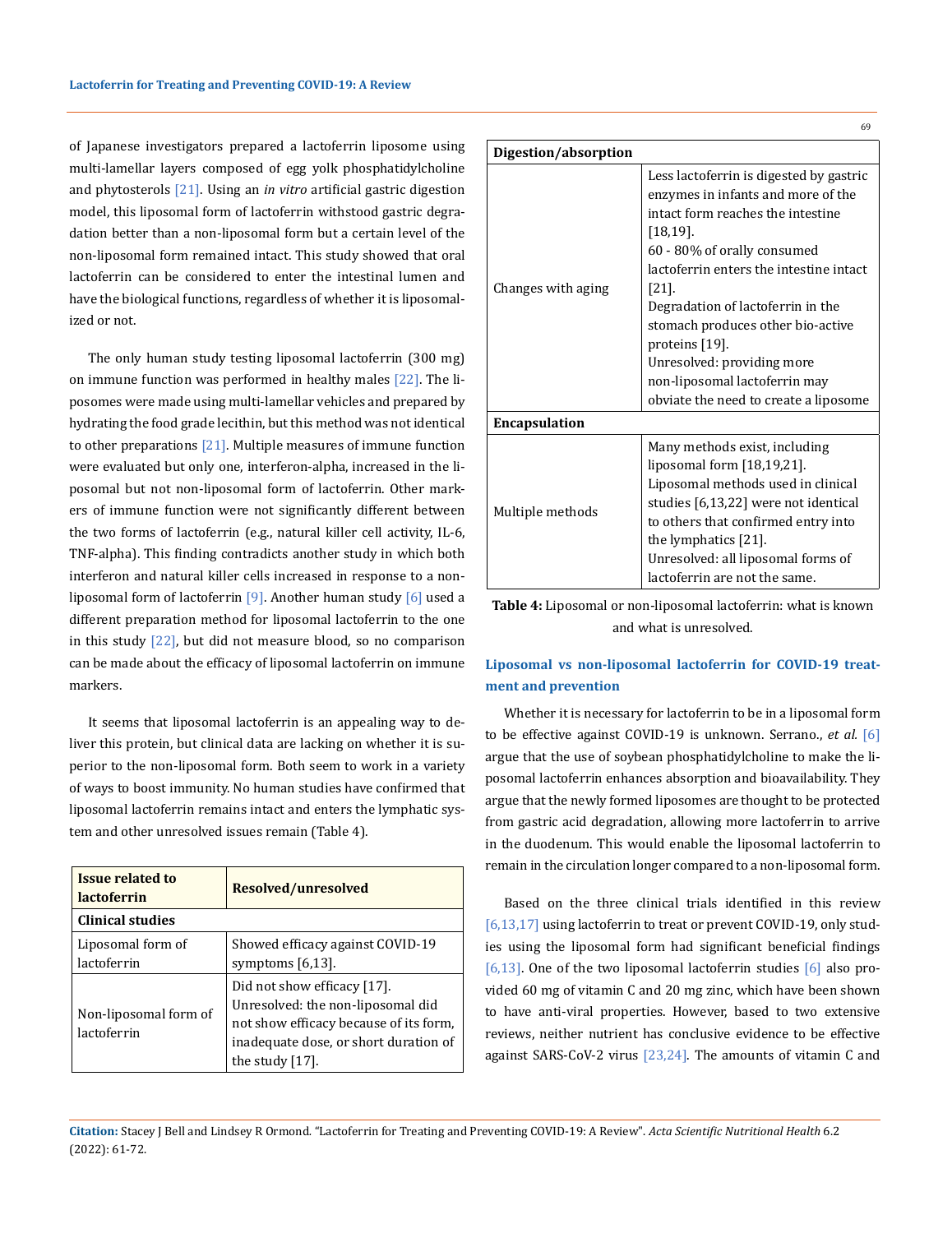of Japanese investigators prepared a lactoferrin liposome using multi-lamellar layers composed of egg yolk phosphatidylcholine and phytosterols [21]. Using an *in vitro* artificial gastric digestion model, this liposomal form of lactoferrin withstood gastric degradation better than a non-liposomal form but a certain level of the non-liposomal form remained intact. This study showed that oral lactoferrin can be considered to enter the intestinal lumen and have the biological functions, regardless of whether it is liposomalized or not.

The only human study testing liposomal lactoferrin (300 mg) on immune function was performed in healthy males [22]. The liposomes were made using multi-lamellar vehicles and prepared by hydrating the food grade lecithin, but this method was not identical to other preparations [21]. Multiple measures of immune function were evaluated but only one, interferon-alpha, increased in the liposomal but not non-liposomal form of lactoferrin. Other markers of immune function were not significantly different between the two forms of lactoferrin (e.g., natural killer cell activity, IL-6, TNF-alpha). This finding contradicts another study in which both interferon and natural killer cells increased in response to a non-liposomal form of lactoferrin [9]. Another human study [6] used a different preparation method for liposomal lactoferrin to the one in this study [22], but did not measure blood, so no comparison can be made about the efficacy of liposomal lactoferrin on immune markers.

It seems that liposomal lactoferrin is an appealing way to deliver this protein, but clinical data are lacking on whether it is superior to the non-liposomal form. Both seem to work in a variety of ways to boost immunity. No human studies have confirmed that liposomal lactoferrin remains intact and enters the lymphatic system and other unresolved issues remain (Table 4).

| Issue related to lactoferrin | Resolved/unresolved |
|---|---|
| **Clinical studies** | |
| Liposomal form of lactoferrin | Showed efficacy against COVID-19 symptoms [6,13]. |
| Non-liposomal form of lactoferrin | Did not show efficacy [17].<br>Unresolved: the non-liposomal did not show efficacy because of its form, inadequate dose, or short duration of the study [17]. |
| **Digestion/absorption** | |
| Changes with aging | Less lactoferrin is digested by gastric enzymes in infants and more of the intact form reaches the intestine [18,19].<br>60 - 80% of orally consumed lactoferrin enters the intestine intact [21].<br>Degradation of lactoferrin in the stomach produces other bio-active proteins [19].<br>Unresolved: providing more non-liposomal lactoferrin may obviate the need to create a liposome |
| **Encapsulation** | |
| Multiple methods | Many methods exist, including liposomal form [18,19,21].<br>Liposomal methods used in clinical studies [6,13,22] were not identical to others that confirmed entry into the lymphatics [21].<br>Unresolved: all liposomal forms of lactoferrin are not the same. |

**Table 4:** Liposomal or non-liposomal lactoferrin: what is known and what is unresolved.

## Liposomal vs non-liposomal lactoferrin for COVID-19 treatment and prevention

Whether it is necessary for lactoferrin to be in a liposomal form to be effective against COVID-19 is unknown. Serrano., *et al.* [6] argue that the use of soybean phosphatidylcholine to make the liposomal lactoferrin enhances absorption and bioavailability. They argue that the newly formed liposomes are thought to be protected from gastric acid degradation, allowing more lactoferrin to arrive in the duodenum. This would enable the liposomal lactoferrin to remain in the circulation longer compared to a non-liposomal form.

Based on the three clinical trials identified in this review [6,13,17] using lactoferrin to treat or prevent COVID-19, only studies using the liposomal form had significant beneficial findings [6,13]. One of the two liposomal lactoferrin studies [6] also provided 60 mg of vitamin C and 20 mg zinc, which have been shown to have anti-viral properties. However, based to two extensive reviews, neither nutrient has conclusive evidence to be effective against SARS-CoV-2 virus [23,24]. The amounts of vitamin C and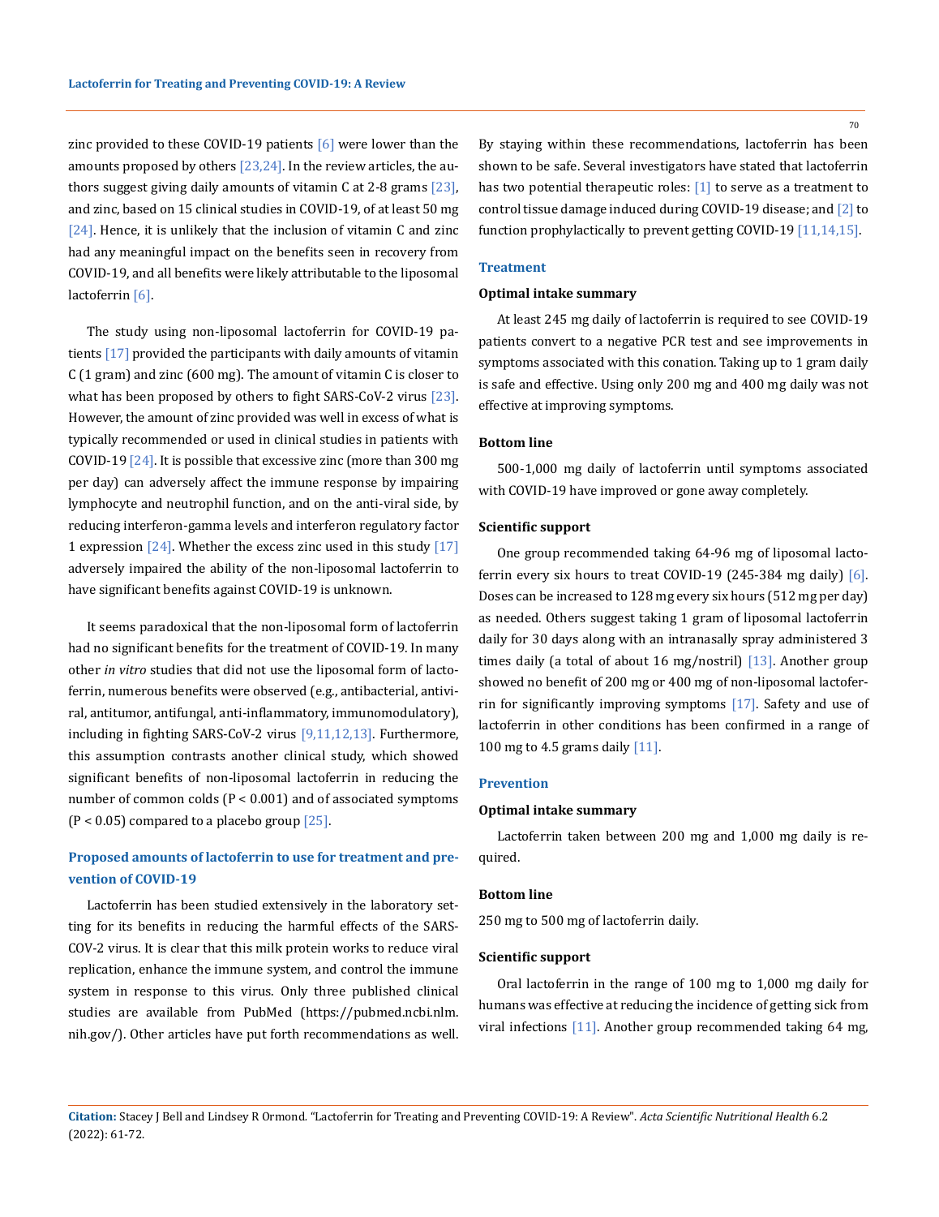zinc provided to these COVID-19 patients [6] were lower than the amounts proposed by others [23,24]. In the review articles, the authors suggest giving daily amounts of vitamin C at 2-8 grams [23], and zinc, based on 15 clinical studies in COVID-19, of at least 50 mg [24]. Hence, it is unlikely that the inclusion of vitamin C and zinc had any meaningful impact on the benefits seen in recovery from COVID-19, and all benefits were likely attributable to the liposomal lactoferrin [6].

The study using non-liposomal lactoferrin for COVID-19 patients [17] provided the participants with daily amounts of vitamin C (1 gram) and zinc (600 mg). The amount of vitamin C is closer to what has been proposed by others to fight SARS-CoV-2 virus [23]. However, the amount of zinc provided was well in excess of what is typically recommended or used in clinical studies in patients with COVID-19 [24]. It is possible that excessive zinc (more than 300 mg per day) can adversely affect the immune response by impairing lymphocyte and neutrophil function, and on the anti-viral side, by reducing interferon-gamma levels and interferon regulatory factor 1 expression [24]. Whether the excess zinc used in this study [17] adversely impaired the ability of the non-liposomal lactoferrin to have significant benefits against COVID-19 is unknown.

It seems paradoxical that the non-liposomal form of lactoferrin had no significant benefits for the treatment of COVID-19. In many other *in vitro* studies that did not use the liposomal form of lactoferrin, numerous benefits were observed (e.g., antibacterial, antiviral, antitumor, antifungal, anti-inflammatory, immunomodulatory), including in fighting SARS-CoV-2 virus [9,11,12,13]. Furthermore, this assumption contrasts another clinical study, which showed significant benefits of non-liposomal lactoferrin in reducing the number of common colds ($P < 0.001$) and of associated symptoms ($P < 0.05$) compared to a placebo group [25].

### Proposed amounts of lactoferrin to use for treatment and prevention of COVID-19

Lactoferrin has been studied extensively in the laboratory setting for its benefits in reducing the harmful effects of the SARS-COV-2 virus. It is clear that this milk protein works to reduce viral replication, enhance the immune system, and control the immune system in response to this virus. Only three published clinical studies are available from PubMed (https://pubmed.ncbi.nlm.nih.gov/). Other articles have put forth recommendations as well. By staying within these recommendations, lactoferrin has been shown to be safe. Several investigators have stated that lactoferrin has two potential therapeutic roles: [1] to serve as a treatment to control tissue damage induced during COVID-19 disease; and [2] to function prophylactically to prevent getting COVID-19 [11,14,15].

### Treatment

#### Optimal intake summary

At least 245 mg daily of lactoferrin is required to see COVID-19 patients convert to a negative PCR test and see improvements in symptoms associated with this conation. Taking up to 1 gram daily is safe and effective. Using only 200 mg and 400 mg daily was not effective at improving symptoms.

#### Bottom line

500-1,000 mg daily of lactoferrin until symptoms associated with COVID-19 have improved or gone away completely.

#### Scientific support

One group recommended taking 64-96 mg of liposomal lactoferrin every six hours to treat COVID-19 (245-384 mg daily) [6]. Doses can be increased to 128 mg every six hours (512 mg per day) as needed. Others suggest taking 1 gram of liposomal lactoferrin daily for 30 days along with an intranasally spray administered 3 times daily (a total of about 16 mg/nostril) [13]. Another group showed no benefit of 200 mg or 400 mg of non-liposomal lactoferrin for significantly improving symptoms [17]. Safety and use of lactoferrin in other conditions has been confirmed in a range of 100 mg to 4.5 grams daily [11].

### Prevention

#### Optimal intake summary

Lactoferrin taken between 200 mg and 1,000 mg daily is required.

#### Bottom line

250 mg to 500 mg of lactoferrin daily.

#### Scientific support

Oral lactoferrin in the range of 100 mg to 1,000 mg daily for humans was effective at reducing the incidence of getting sick from viral infections [11]. Another group recommended taking 64 mg,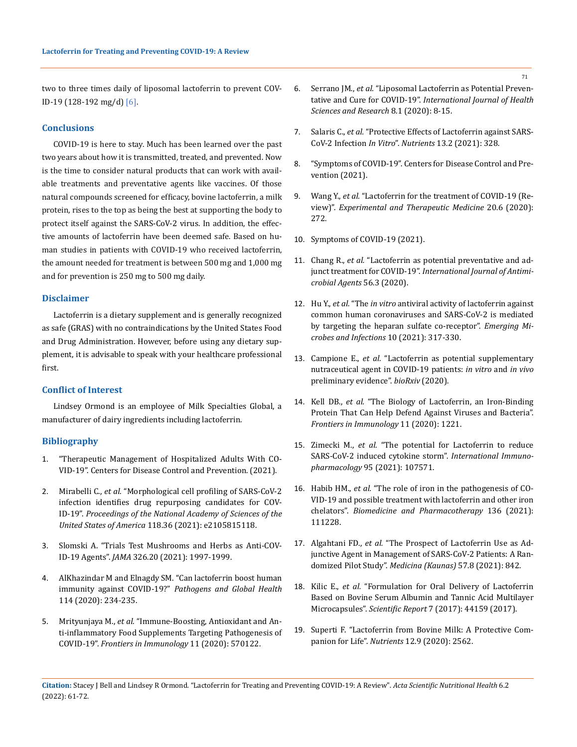two to three times daily of liposomal lactoferrin to prevent COVID-19 (128-192 mg/d) [6].

## Conclusions

COVID-19 is here to stay. Much has been learned over the past two years about how it is transmitted, treated, and prevented. Now is the time to consider natural products that can work with available treatments and preventative agents like vaccines. Of those natural compounds screened for efficacy, bovine lactoferrin, a milk protein, rises to the top as being the best at supporting the body to protect itself against the SARS-CoV-2 virus. In addition, the effective amounts of lactoferrin have been deemed safe. Based on human studies in patients with COVID-19 who received lactoferrin, the amount needed for treatment is between 500 mg and 1,000 mg and for prevention is 250 mg to 500 mg daily.

## Disclaimer

Lactoferrin is a dietary supplement and is generally recognized as safe (GRAS) with no contraindications by the United States Food and Drug Administration. However, before using any dietary supplement, it is advisable to speak with your healthcare professional first.

## Conflict of Interest

Lindsey Ormond is an employee of Milk Specialties Global, a manufacturer of dairy ingredients including lactoferrin.

## Bibliography

1. "Therapeutic Management of Hospitalized Adults With COVID-19". Centers for Disease Control and Prevention. (2021).
2. Mirabelli C., *et al.* "Morphological cell profiling of SARS-CoV-2 infection identifies drug repurposing candidates for COVID-19". *Proceedings of the National Academy of Sciences of the United States of America* 118.36 (2021): e2105815118.
3. Slomski A. "Trials Test Mushrooms and Herbs as Anti-COVID-19 Agents". *JAMA* 326.20 (2021): 1997-1999.
4. AlKhazindar M and Elnagdy SM. "Can lactoferrin boost human immunity against COVID-19?" *Pathogens and Global Health* 114 (2020): 234-235.
5. Mrityunjaya M., *et al.* "Immune-Boosting, Antioxidant and Anti-inflammatory Food Supplements Targeting Pathogenesis of COVID-19". *Frontiers in Immunology* 11 (2020): 570122.
6. Serrano JM., *et al.* "Liposomal Lactoferrin as Potential Preventative and Cure for COVID-19". *International Journal of Health Sciences and Research* 8.1 (2020): 8-15.
7. Salaris C., *et al.* "Protective Effects of Lactoferrin against SARS-CoV-2 Infection *In Vitro*". *Nutrients* 13.2 (2021): 328.
8. "Symptoms of COVID-19". Centers for Disease Control and Prevention (2021).
9. Wang Y., *et al.* "Lactoferrin for the treatment of COVID-19 (Review)". *Experimental and Therapeutic Medicine* 20.6 (2020): 272.
10. Symptoms of COVID-19 (2021).
11. Chang R., *et al.* "Lactoferrin as potential preventative and adjunct treatment for COVID-19". *International Journal of Antimicrobial Agents* 56.3 (2020).
12. Hu Y., *et al.* "The *in vitro* antiviral activity of lactoferrin against common human coronaviruses and SARS-CoV-2 is mediated by targeting the heparan sulfate co-receptor". *Emerging Microbes and Infections* 10 (2021): 317-330.
13. Campione E., *et al.* "Lactoferrin as potential supplementary nutraceutical agent in COVID-19 patients: *in vitro* and *in vivo* preliminary evidence". *bioRxiv* (2020).
14. Kell DB., *et al.* "The Biology of Lactoferrin, an Iron-Binding Protein That Can Help Defend Against Viruses and Bacteria". *Frontiers in Immunology* 11 (2020): 1221.
15. Zimecki M., *et al.* "The potential for Lactoferrin to reduce SARS-CoV-2 induced cytokine storm". *International Immunopharmacology* 95 (2021): 107571.
16. Habib HM., *et al.* "The role of iron in the pathogenesis of COVID-19 and possible treatment with lactoferrin and other iron chelators". *Biomedicine and Pharmacotherapy* 136 (2021): 111228.
17. Algahtani FD., *et al.* "The Prospect of Lactoferrin Use as Adjunctive Agent in Management of SARS-CoV-2 Patients: A Randomized Pilot Study". *Medicina (Kaunas)* 57.8 (2021): 842.
18. Kilic E., *et al.* "Formulation for Oral Delivery of Lactoferrin Based on Bovine Serum Albumin and Tannic Acid Multilayer Microcapsules". *Scientific Report* 7 (2017): 44159 (2017).
19. Superti F. "Lactoferrin from Bovine Milk: A Protective Companion for Life". *Nutrients* 12.9 (2020): 2562.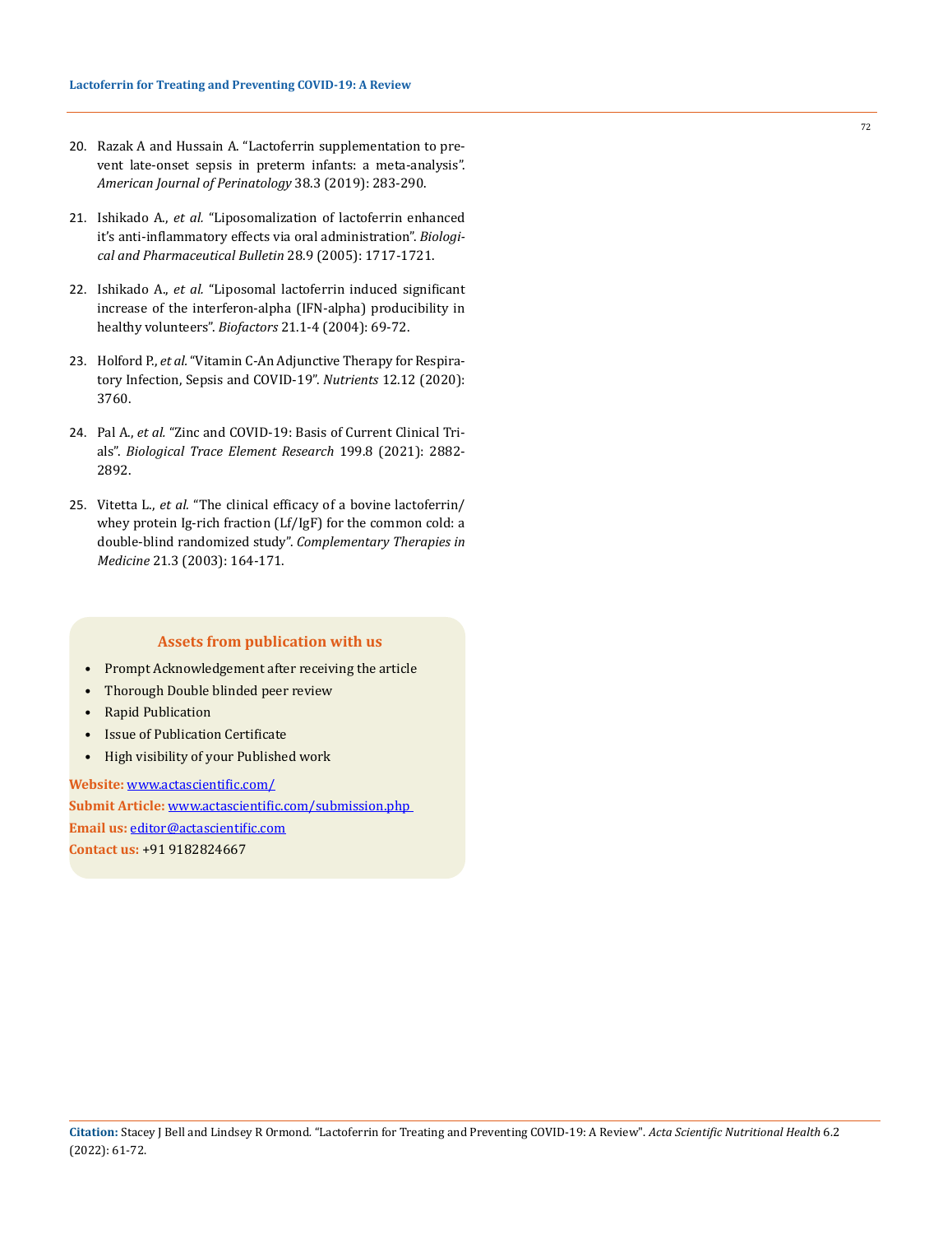20. Razak A and Hussain A. "Lactoferrin supplementation to prevent late-onset sepsis in preterm infants: a meta-analysis". *American Journal of Perinatology* 38.3 (2019): 283-290.

21. Ishikado A., *et al.* "Liposomalization of lactoferrin enhanced it's anti-inflammatory effects via oral administration". *Biological and Pharmaceutical Bulletin* 28.9 (2005): 1717-1721.

22. Ishikado A., *et al.* "Liposomal lactoferrin induced significant increase of the interferon-alpha (IFN-alpha) producibility in healthy volunteers". *Biofactors* 21.1-4 (2004): 69-72.

23. Holford P., *et al.* "Vitamin C-An Adjunctive Therapy for Respiratory Infection, Sepsis and COVID-19". *Nutrients* 12.12 (2020): 3760.

24. Pal A., *et al.* "Zinc and COVID-19: Basis of Current Clinical Trials". *Biological Trace Element Research* 199.8 (2021): 2882-2892.

25. Vitetta L., *et al.* "The clinical efficacy of a bovine lactoferrin/whey protein Ig-rich fraction (Lf/IgF) for the common cold: a double-blind randomized study". *Complementary Therapies in Medicine* 21.3 (2003): 164-171.

**Assets from publication with us**

- Prompt Acknowledgement after receiving the article
- Thorough Double blinded peer review
- Rapid Publication
- Issue of Publication Certificate
- High visibility of your Published work

**Website:** www.actascientific.com/
**Submit Article:** www.actascientific.com/submission.php
**Email us:** editor@actascientific.com
**Contact us:** +91 9182824667